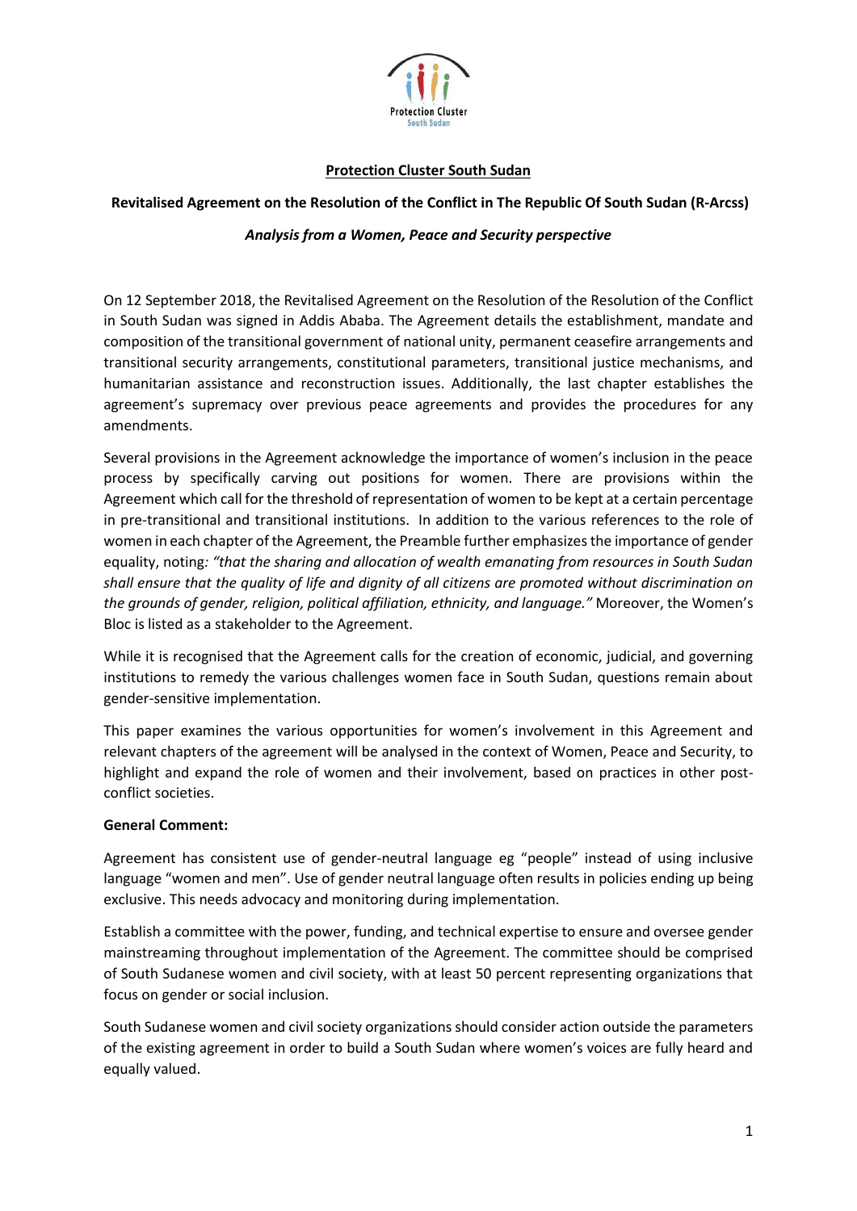**Protection Cluster South Sudan**

**Revitalised Agreement on the Resolution of the Conflict in The Republic Of South Sudan (R-Arcss)**

***Analysis from a Women, Peace and Security perspective***

On 12 September 2018, the Revitalised Agreement on the Resolution of the Resolution of the Conflict in South Sudan was signed in Addis Ababa. The Agreement details the establishment, mandate and composition of the transitional government of national unity, permanent ceasefire arrangements and transitional security arrangements, constitutional parameters, transitional justice mechanisms, and humanitarian assistance and reconstruction issues. Additionally, the last chapter establishes the agreement's supremacy over previous peace agreements and provides the procedures for any amendments.

Several provisions in the Agreement acknowledge the importance of women's inclusion in the peace process by specifically carving out positions for women. There are provisions within the Agreement which call for the threshold of representation of women to be kept at a certain percentage in pre-transitional and transitional institutions. In addition to the various references to the role of women in each chapter of the Agreement, the Preamble further emphasizes the importance of gender equality, noting*: "that the sharing and allocation of wealth emanating from resources in South Sudan shall ensure that the quality of life and dignity of all citizens are promoted without discrimination on the grounds of gender, religion, political affiliation, ethnicity, and language."* Moreover, the Women's Bloc is listed as a stakeholder to the Agreement.

While it is recognised that the Agreement calls for the creation of economic, judicial, and governing institutions to remedy the various challenges women face in South Sudan, questions remain about gender-sensitive implementation.

This paper examines the various opportunities for women's involvement in this Agreement and relevant chapters of the agreement will be analysed in the context of Women, Peace and Security, to highlight and expand the role of women and their involvement, based on practices in other post-conflict societies.

**General Comment:**

Agreement has consistent use of gender-neutral language eg "people" instead of using inclusive language "women and men". Use of gender neutral language often results in policies ending up being exclusive. This needs advocacy and monitoring during implementation.

Establish a committee with the power, funding, and technical expertise to ensure and oversee gender mainstreaming throughout implementation of the Agreement. The committee should be comprised of South Sudanese women and civil society, with at least 50 percent representing organizations that focus on gender or social inclusion.

South Sudanese women and civil society organizations should consider action outside the parameters of the existing agreement in order to build a South Sudan where women's voices are fully heard and equally valued.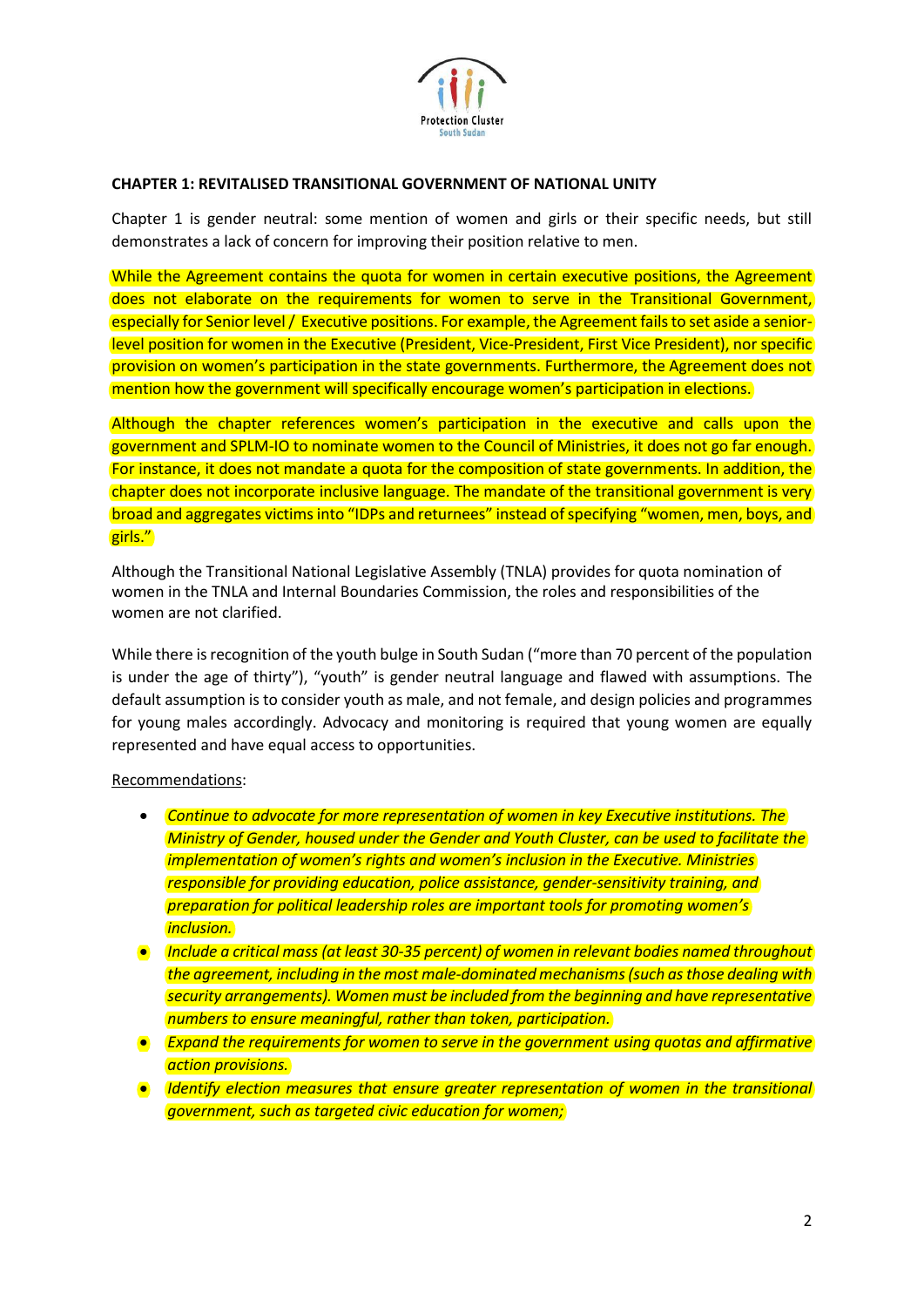## CHAPTER 1: REVITALISED TRANSITIONAL GOVERNMENT OF NATIONAL UNITY

Chapter 1 is gender neutral: some mention of women and girls or their specific needs, but still demonstrates a lack of concern for improving their position relative to men.

While the Agreement contains the quota for women in certain executive positions, the Agreement does not elaborate on the requirements for women to serve in the Transitional Government, especially for Senior level / Executive positions. For example, the Agreement fails to set aside a senior-level position for women in the Executive (President, Vice-President, First Vice President), nor specific provision on women's participation in the state governments. Furthermore, the Agreement does not mention how the government will specifically encourage women's participation in elections.

Although the chapter references women's participation in the executive and calls upon the government and SPLM-IO to nominate women to the Council of Ministries, it does not go far enough. For instance, it does not mandate a quota for the composition of state governments. In addition, the chapter does not incorporate inclusive language. The mandate of the transitional government is very broad and aggregates victims into "IDPs and returnees" instead of specifying "women, men, boys, and girls."

Although the Transitional National Legislative Assembly (TNLA) provides for quota nomination of women in the TNLA and Internal Boundaries Commission, the roles and responsibilities of the women are not clarified.

While there is recognition of the youth bulge in South Sudan ("more than 70 percent of the population is under the age of thirty"), "youth" is gender neutral language and flawed with assumptions. The default assumption is to consider youth as male, and not female, and design policies and programmes for young males accordingly. Advocacy and monitoring is required that young women are equally represented and have equal access to opportunities.

Recommendations:

- *Continue to advocate for more representation of women in key Executive institutions. The Ministry of Gender, housed under the Gender and Youth Cluster, can be used to facilitate the implementation of women's rights and women's inclusion in the Executive. Ministries responsible for providing education, police assistance, gender-sensitivity training, and preparation for political leadership roles are important tools for promoting women's inclusion.*
- *Include a critical mass (at least 30-35 percent) of women in relevant bodies named throughout the agreement, including in the most male-dominated mechanisms (such as those dealing with security arrangements). Women must be included from the beginning and have representative numbers to ensure meaningful, rather than token, participation.*
- *Expand the requirements for women to serve in the government using quotas and affirmative action provisions.*
- *Identify election measures that ensure greater representation of women in the transitional government, such as targeted civic education for women;*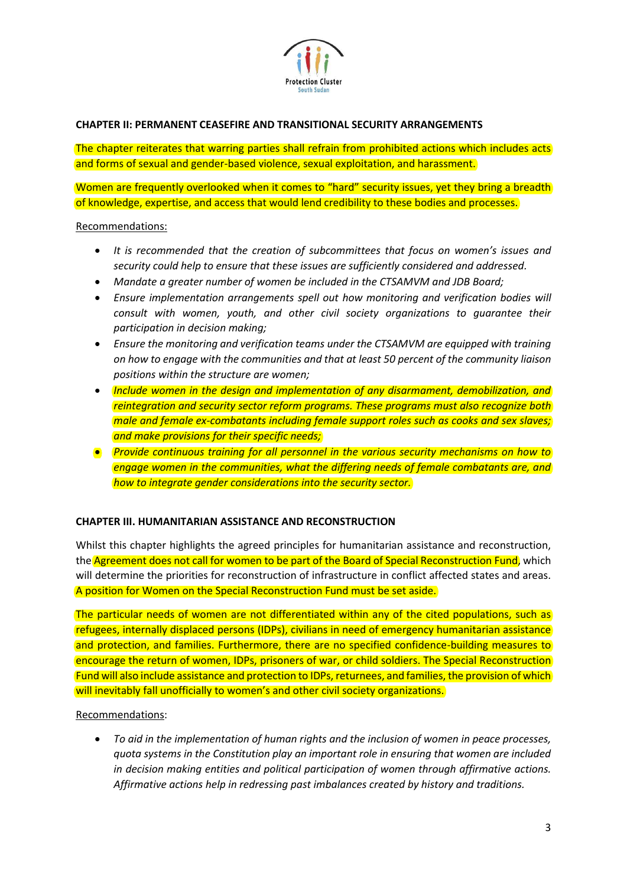## CHAPTER II: PERMANENT CEASEFIRE AND TRANSITIONAL SECURITY ARRANGEMENTS

The chapter reiterates that warring parties shall refrain from prohibited actions which includes acts and forms of sexual and gender-based violence, sexual exploitation, and harassment.

Women are frequently overlooked when it comes to "hard" security issues, yet they bring a breadth of knowledge, expertise, and access that would lend credibility to these bodies and processes.

Recommendations:

- *It is recommended that the creation of subcommittees that focus on women's issues and security could help to ensure that these issues are sufficiently considered and addressed.*
- *Mandate a greater number of women be included in the CTSAMVM and JDB Board;*
- *Ensure implementation arrangements spell out how monitoring and verification bodies will consult with women, youth, and other civil society organizations to guarantee their participation in decision making;*
- *Ensure the monitoring and verification teams under the CTSAMVM are equipped with training on how to engage with the communities and that at least 50 percent of the community liaison positions within the structure are women;*
- *Include women in the design and implementation of any disarmament, demobilization, and reintegration and security sector reform programs. These programs must also recognize both male and female ex-combatants including female support roles such as cooks and sex slaves; and make provisions for their specific needs;*
- *Provide continuous training for all personnel in the various security mechanisms on how to engage women in the communities, what the differing needs of female combatants are, and how to integrate gender considerations into the security sector.*

## CHAPTER III. HUMANITARIAN ASSISTANCE AND RECONSTRUCTION

Whilst this chapter highlights the agreed principles for humanitarian assistance and reconstruction, the Agreement does not call for women to be part of the Board of Special Reconstruction Fund, which will determine the priorities for reconstruction of infrastructure in conflict affected states and areas. A position for Women on the Special Reconstruction Fund must be set aside.

The particular needs of women are not differentiated within any of the cited populations, such as refugees, internally displaced persons (IDPs), civilians in need of emergency humanitarian assistance and protection, and families. Furthermore, there are no specified confidence-building measures to encourage the return of women, IDPs, prisoners of war, or child soldiers. The Special Reconstruction Fund will also include assistance and protection to IDPs, returnees, and families, the provision of which will inevitably fall unofficially to women's and other civil society organizations.

Recommendations:

- *To aid in the implementation of human rights and the inclusion of women in peace processes, quota systems in the Constitution play an important role in ensuring that women are included in decision making entities and political participation of women through affirmative actions. Affirmative actions help in redressing past imbalances created by history and traditions.*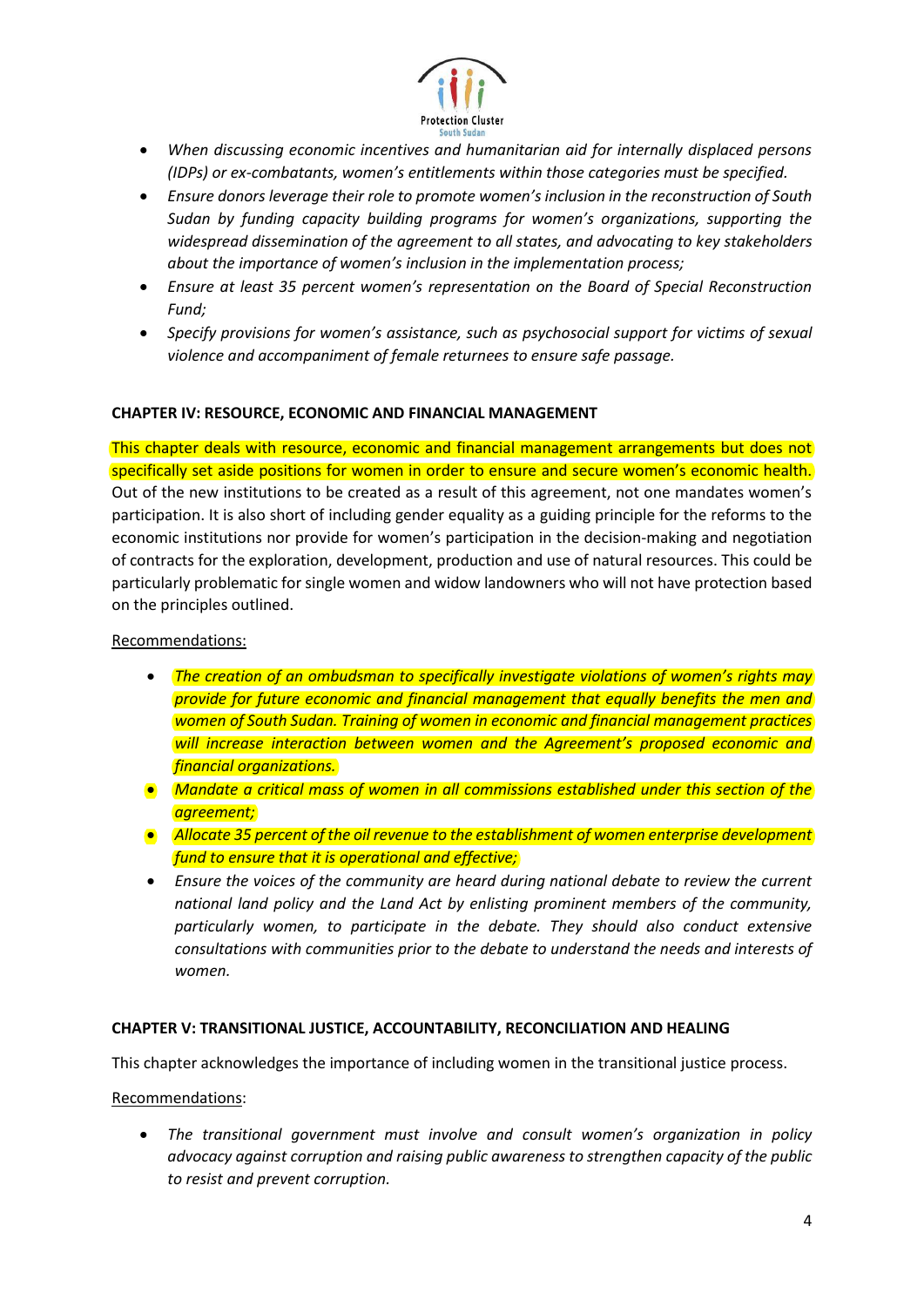- *When discussing economic incentives and humanitarian aid for internally displaced persons (IDPs) or ex-combatants, women's entitlements within those categories must be specified.*
- *Ensure donors leverage their role to promote women's inclusion in the reconstruction of South Sudan by funding capacity building programs for women's organizations, supporting the widespread dissemination of the agreement to all states, and advocating to key stakeholders about the importance of women's inclusion in the implementation process;*
- *Ensure at least 35 percent women's representation on the Board of Special Reconstruction Fund;*
- *Specify provisions for women's assistance, such as psychosocial support for victims of sexual violence and accompaniment of female returnees to ensure safe passage.*

**CHAPTER IV: RESOURCE, ECONOMIC AND FINANCIAL MANAGEMENT**

This chapter deals with resource, economic and financial management arrangements but does not specifically set aside positions for women in order to ensure and secure women's economic health. Out of the new institutions to be created as a result of this agreement, not one mandates women's participation. It is also short of including gender equality as a guiding principle for the reforms to the economic institutions nor provide for women's participation in the decision-making and negotiation of contracts for the exploration, development, production and use of natural resources. This could be particularly problematic for single women and widow landowners who will not have protection based on the principles outlined.

Recommendations:

- *The creation of an ombudsman to specifically investigate violations of women's rights may provide for future economic and financial management that equally benefits the men and women of South Sudan. Training of women in economic and financial management practices will increase interaction between women and the Agreement's proposed economic and financial organizations.*
- *Mandate a critical mass of women in all commissions established under this section of the agreement;*
- *Allocate 35 percent of the oil revenue to the establishment of women enterprise development fund to ensure that it is operational and effective;*
- *Ensure the voices of the community are heard during national debate to review the current national land policy and the Land Act by enlisting prominent members of the community, particularly women, to participate in the debate. They should also conduct extensive consultations with communities prior to the debate to understand the needs and interests of women.*

**CHAPTER V: TRANSITIONAL JUSTICE, ACCOUNTABILITY, RECONCILIATION AND HEALING**

This chapter acknowledges the importance of including women in the transitional justice process.

Recommendations:

- *The transitional government must involve and consult women's organization in policy advocacy against corruption and raising public awareness to strengthen capacity of the public to resist and prevent corruption.*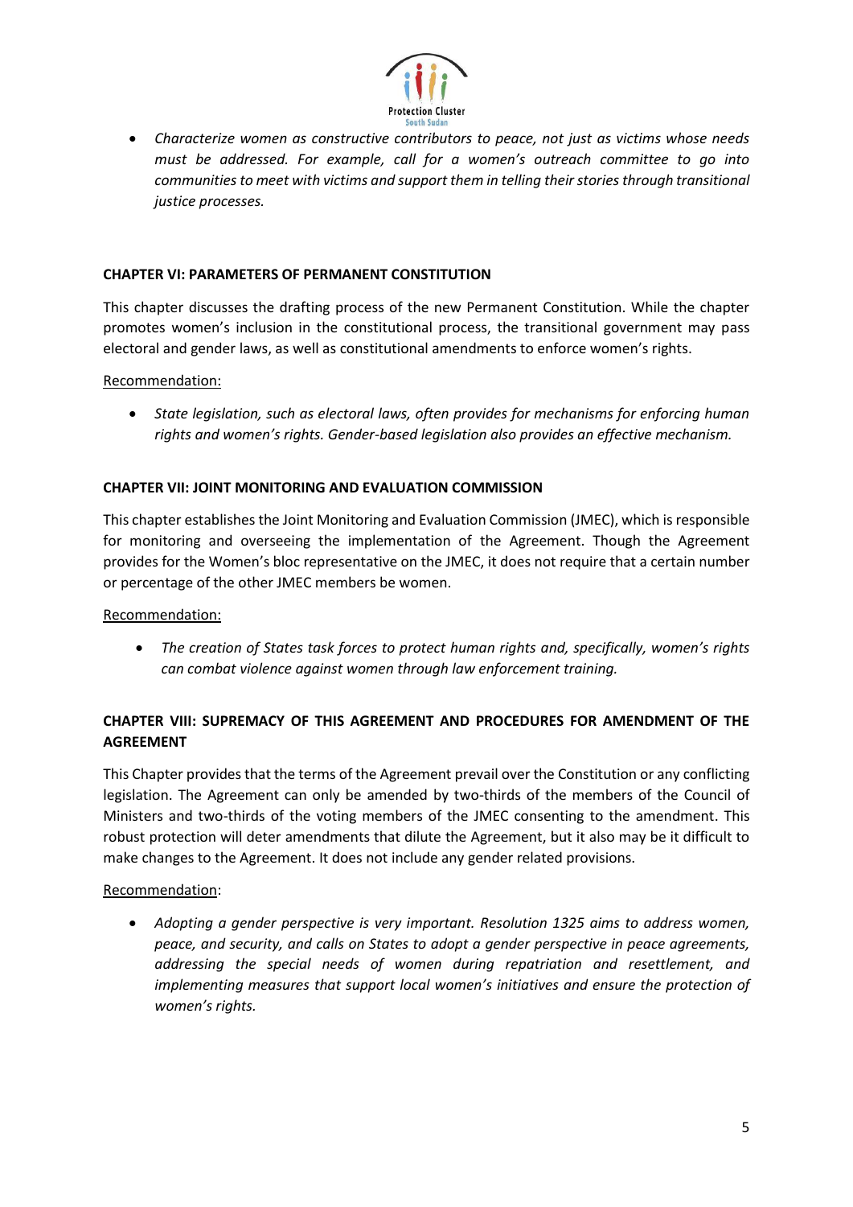- *Characterize women as constructive contributors to peace, not just as victims whose needs must be addressed. For example, call for a women's outreach committee to go into communities to meet with victims and support them in telling their stories through transitional justice processes.*

**CHAPTER VI: PARAMETERS OF PERMANENT CONSTITUTION**

This chapter discusses the drafting process of the new Permanent Constitution. While the chapter promotes women's inclusion in the constitutional process, the transitional government may pass electoral and gender laws, as well as constitutional amendments to enforce women's rights.

Recommendation:

- *State legislation, such as electoral laws, often provides for mechanisms for enforcing human rights and women's rights. Gender-based legislation also provides an effective mechanism.*

**CHAPTER VII: JOINT MONITORING AND EVALUATION COMMISSION**

This chapter establishes the Joint Monitoring and Evaluation Commission (JMEC), which is responsible for monitoring and overseeing the implementation of the Agreement. Though the Agreement provides for the Women's bloc representative on the JMEC, it does not require that a certain number or percentage of the other JMEC members be women.

Recommendation:

- *The creation of States task forces to protect human rights and, specifically, women's rights can combat violence against women through law enforcement training.*

**CHAPTER VIII: SUPREMACY OF THIS AGREEMENT AND PROCEDURES FOR AMENDMENT OF THE AGREEMENT**

This Chapter provides that the terms of the Agreement prevail over the Constitution or any conflicting legislation. The Agreement can only be amended by two-thirds of the members of the Council of Ministers and two-thirds of the voting members of the JMEC consenting to the amendment. This robust protection will deter amendments that dilute the Agreement, but it also may be it difficult to make changes to the Agreement. It does not include any gender related provisions.

Recommendation:

- *Adopting a gender perspective is very important. Resolution 1325 aims to address women, peace, and security, and calls on States to adopt a gender perspective in peace agreements, addressing the special needs of women during repatriation and resettlement, and implementing measures that support local women's initiatives and ensure the protection of women's rights.*